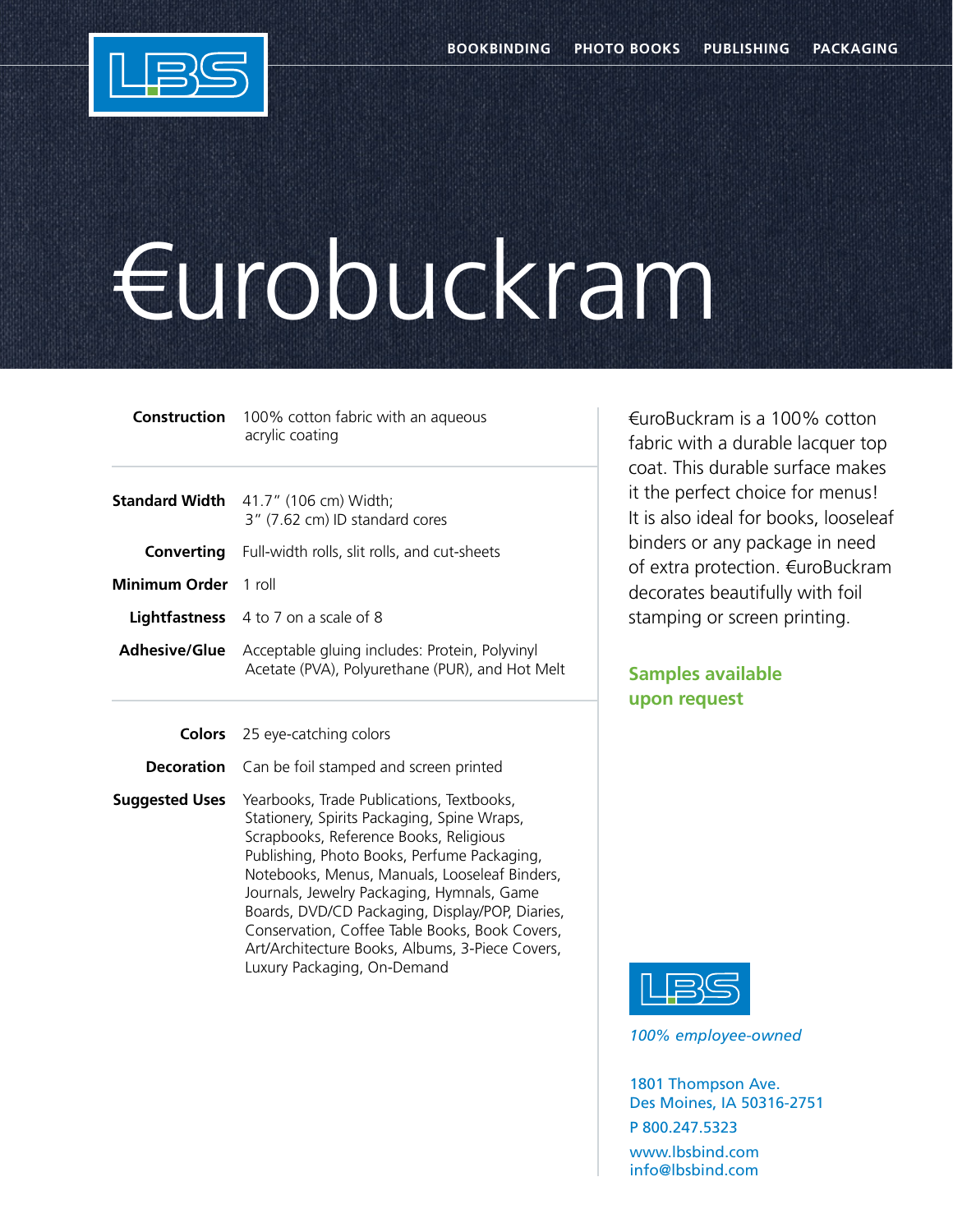BOOKBINDING PHOTO BOOKS PUBLISHING PACKAGING

# €urobuckram

| | |
|---|---|
| **Construction** | 100% cotton fabric with an aqueous acrylic coating |
| **Standard Width** | 41.7″ (106 cm) Width; 3″ (7.62 cm) ID standard cores |
| **Converting** | Full-width rolls, slit rolls, and cut-sheets |
| **Minimum Order** | 1 roll |
| **Lightfastness** | 4 to 7 on a scale of 8 |
| **Adhesive/Glue** | Acceptable gluing includes: Protein, Polyvinyl Acetate (PVA), Polyurethane (PUR), and Hot Melt |
| **Colors** | 25 eye-catching colors |
| **Decoration** | Can be foil stamped and screen printed |
| **Suggested Uses** | Yearbooks, Trade Publications, Textbooks, Stationery, Spirits Packaging, Spine Wraps, Scrapbooks, Reference Books, Religious Publishing, Photo Books, Perfume Packaging, Notebooks, Menus, Manuals, Looseleaf Binders, Journals, Jewelry Packaging, Hymnals, Game Boards, DVD/CD Packaging, Display/POP, Diaries, Conservation, Coffee Table Books, Book Covers, Art/Architecture Books, Albums, 3-Piece Covers, Luxury Packaging, On-Demand |

€uroBuckram is a 100% cotton fabric with a durable lacquer top coat. This durable surface makes it the perfect choice for menus! It is also ideal for books, looseleaf binders or any package in need of extra protection. €uroBuckram decorates beautifully with foil stamping or screen printing.

**Samples available upon request**

LBS

*100% employee-owned*

1801 Thompson Ave.
Des Moines, IA 50316-2751

P 800.247.5323

www.lbsbind.com
info@lbsbind.com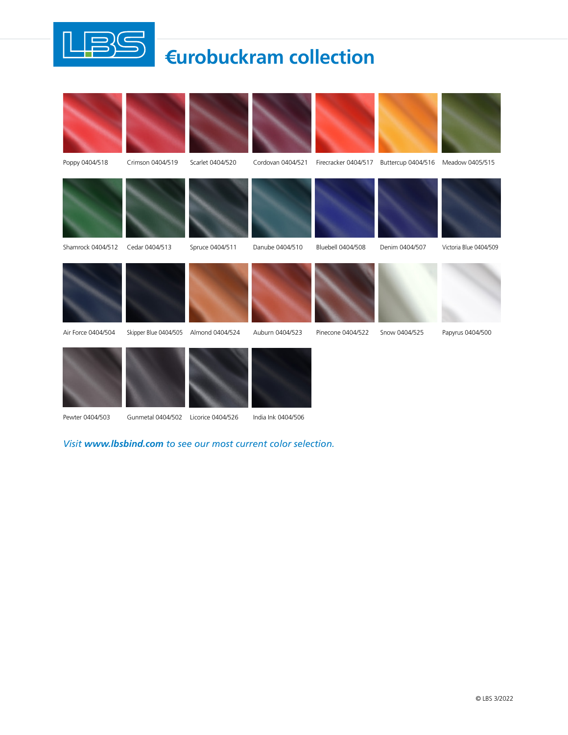# €urobuckram collection

Poppy 0404/518

Crimson 0404/519

Scarlet 0404/520

Cordovan 0404/521

Firecracker 0404/517

Buttercup 0404/516

Meadow 0405/515

Shamrock 0404/512

Cedar 0404/513

Spruce 0404/511

Danube 0404/510

Bluebell 0404/508

Denim 0404/507

Victoria Blue 0404/509

Air Force 0404/504

Skipper Blue 0404/505

Almond 0404/524

Auburn 0404/523

Pinecone 0404/522

Snow 0404/525

Papyrus 0404/500

Pewter 0404/503

Gunmetal 0404/502

Licorice 0404/526

India Ink 0404/506

*Visit **www.lbsbind.com** to see our most current color selection.*

© LBS 3/2022